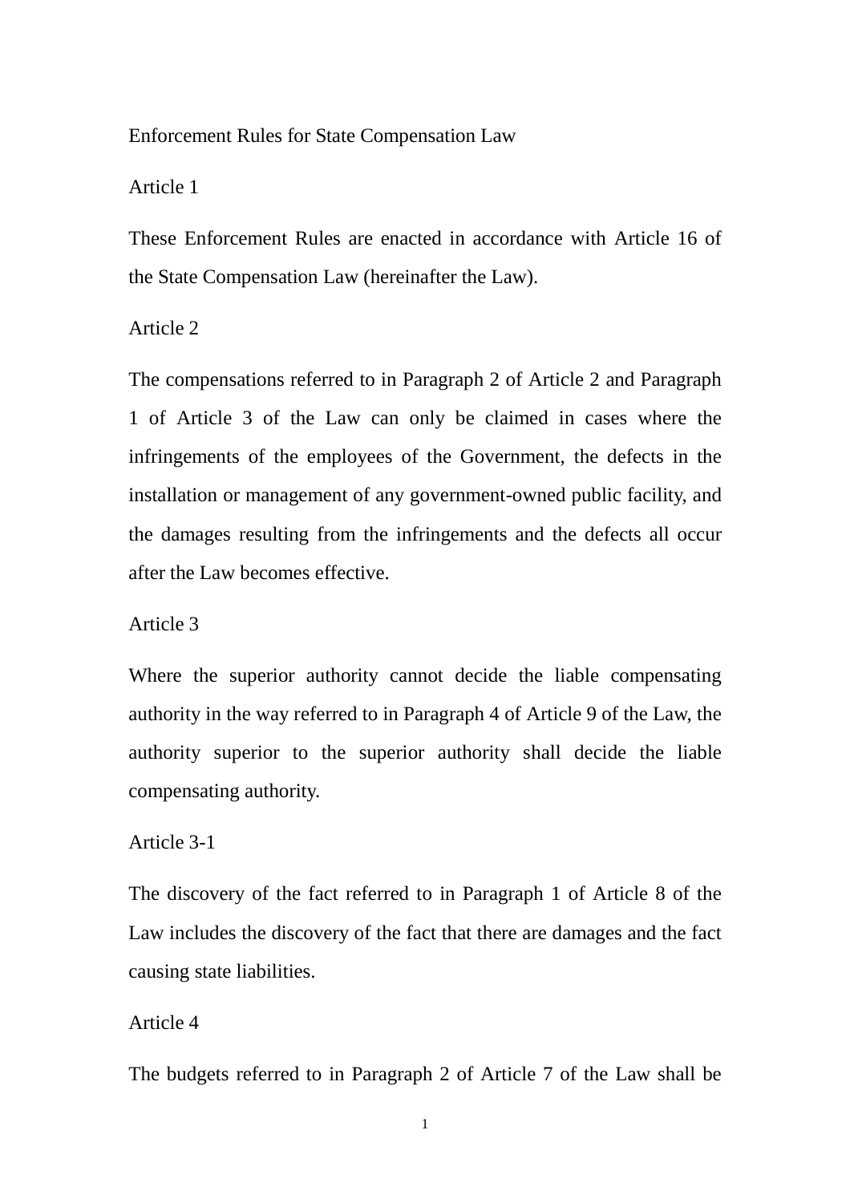# Enforcement Rules for State Compensation Law

## Article 1

These Enforcement Rules are enacted in accordance with Article 16 of the State Compensation Law (hereinafter the Law).

## Article 2

The compensations referred to in Paragraph 2 of Article 2 and Paragraph 1 of Article 3 of the Law can only be claimed in cases where the infringements of the employees of the Government, the defects in the installation or management of any government-owned public facility, and the damages resulting from the infringements and the defects all occur after the Law becomes effective.

## Article 3

Where the superior authority cannot decide the liable compensating authority in the way referred to in Paragraph 4 of Article 9 of the Law, the authority superior to the superior authority shall decide the liable compensating authority.

## Article 3-1

The discovery of the fact referred to in Paragraph 1 of Article 8 of the Law includes the discovery of the fact that there are damages and the fact causing state liabilities.

## Article 4

The budgets referred to in Paragraph 2 of Article 7 of the Law shall be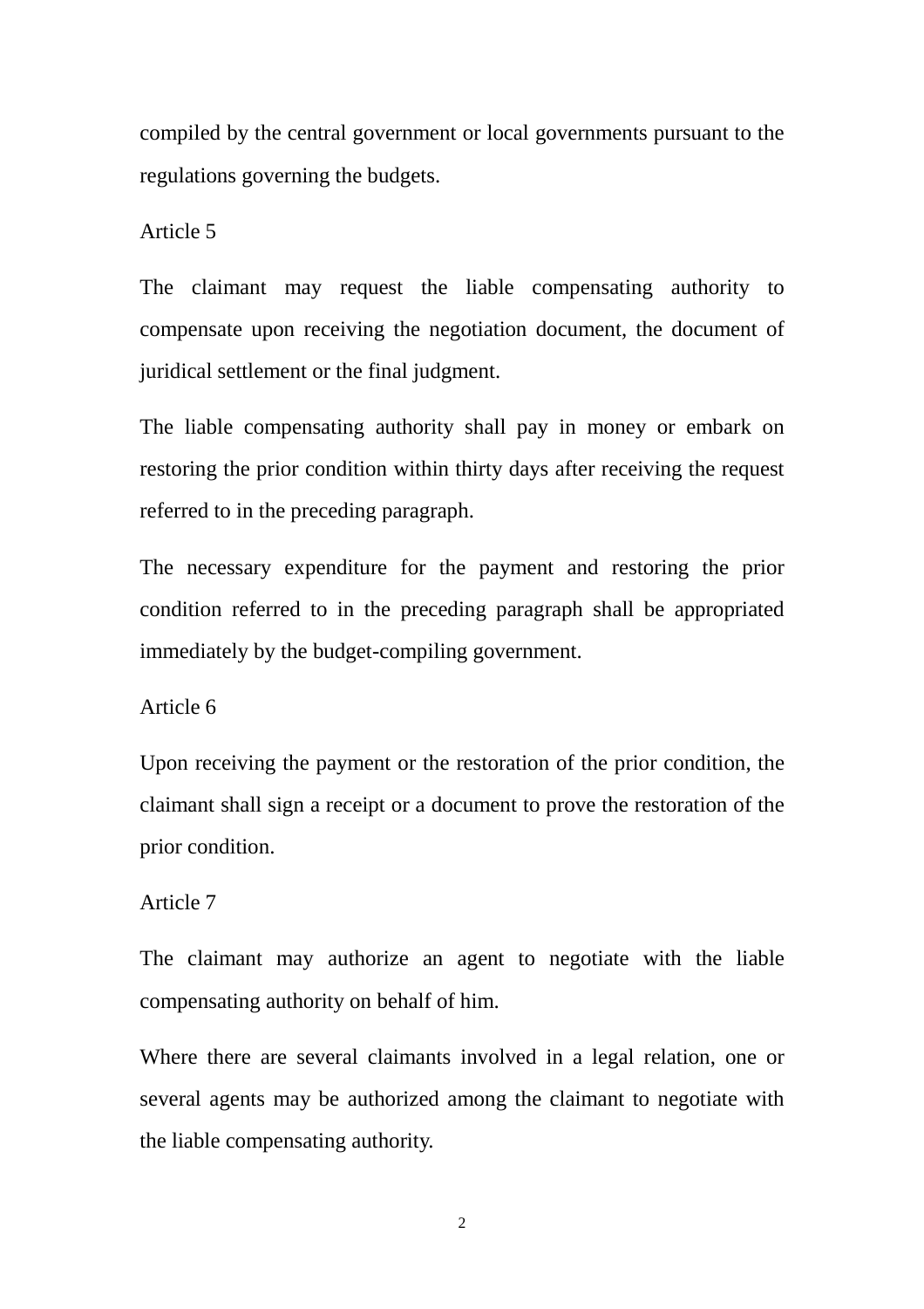compiled by the central government or local governments pursuant to the regulations governing the budgets.

Article 5

The claimant may request the liable compensating authority to compensate upon receiving the negotiation document, the document of juridical settlement or the final judgment.

The liable compensating authority shall pay in money or embark on restoring the prior condition within thirty days after receiving the request referred to in the preceding paragraph.

The necessary expenditure for the payment and restoring the prior condition referred to in the preceding paragraph shall be appropriated immediately by the budget-compiling government.

Article 6

Upon receiving the payment or the restoration of the prior condition, the claimant shall sign a receipt or a document to prove the restoration of the prior condition.

Article 7

The claimant may authorize an agent to negotiate with the liable compensating authority on behalf of him.

Where there are several claimants involved in a legal relation, one or several agents may be authorized among the claimant to negotiate with the liable compensating authority.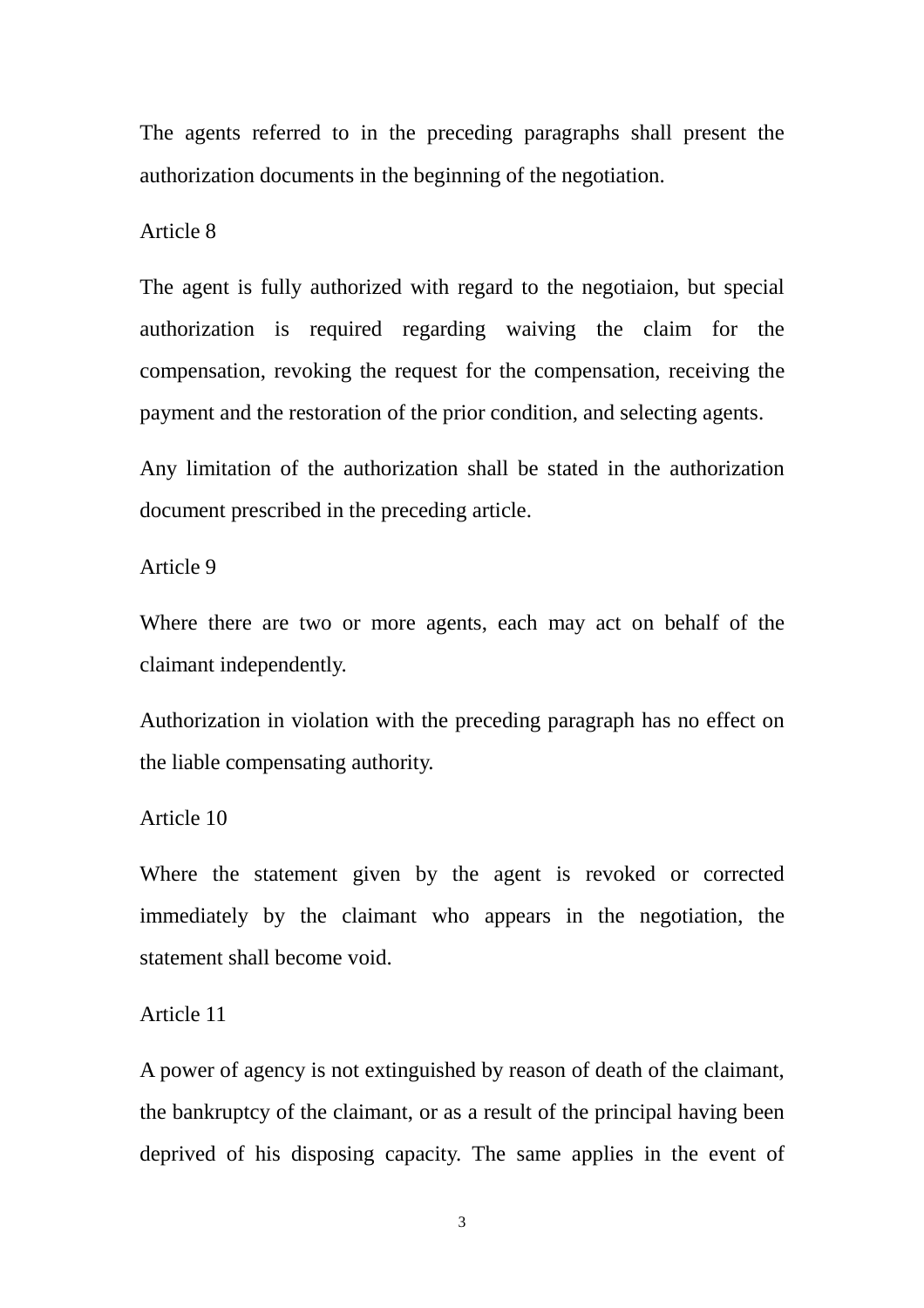The agents referred to in the preceding paragraphs shall present the authorization documents in the beginning of the negotiation.

Article 8

The agent is fully authorized with regard to the negotiaion, but special authorization is required regarding waiving the claim for the compensation, revoking the request for the compensation, receiving the payment and the restoration of the prior condition, and selecting agents.

Any limitation of the authorization shall be stated in the authorization document prescribed in the preceding article.

Article 9

Where there are two or more agents, each may act on behalf of the claimant independently.

Authorization in violation with the preceding paragraph has no effect on the liable compensating authority.

Article 10

Where the statement given by the agent is revoked or corrected immediately by the claimant who appears in the negotiation, the statement shall become void.

Article 11

A power of agency is not extinguished by reason of death of the claimant, the bankruptcy of the claimant, or as a result of the principal having been deprived of his disposing capacity. The same applies in the event of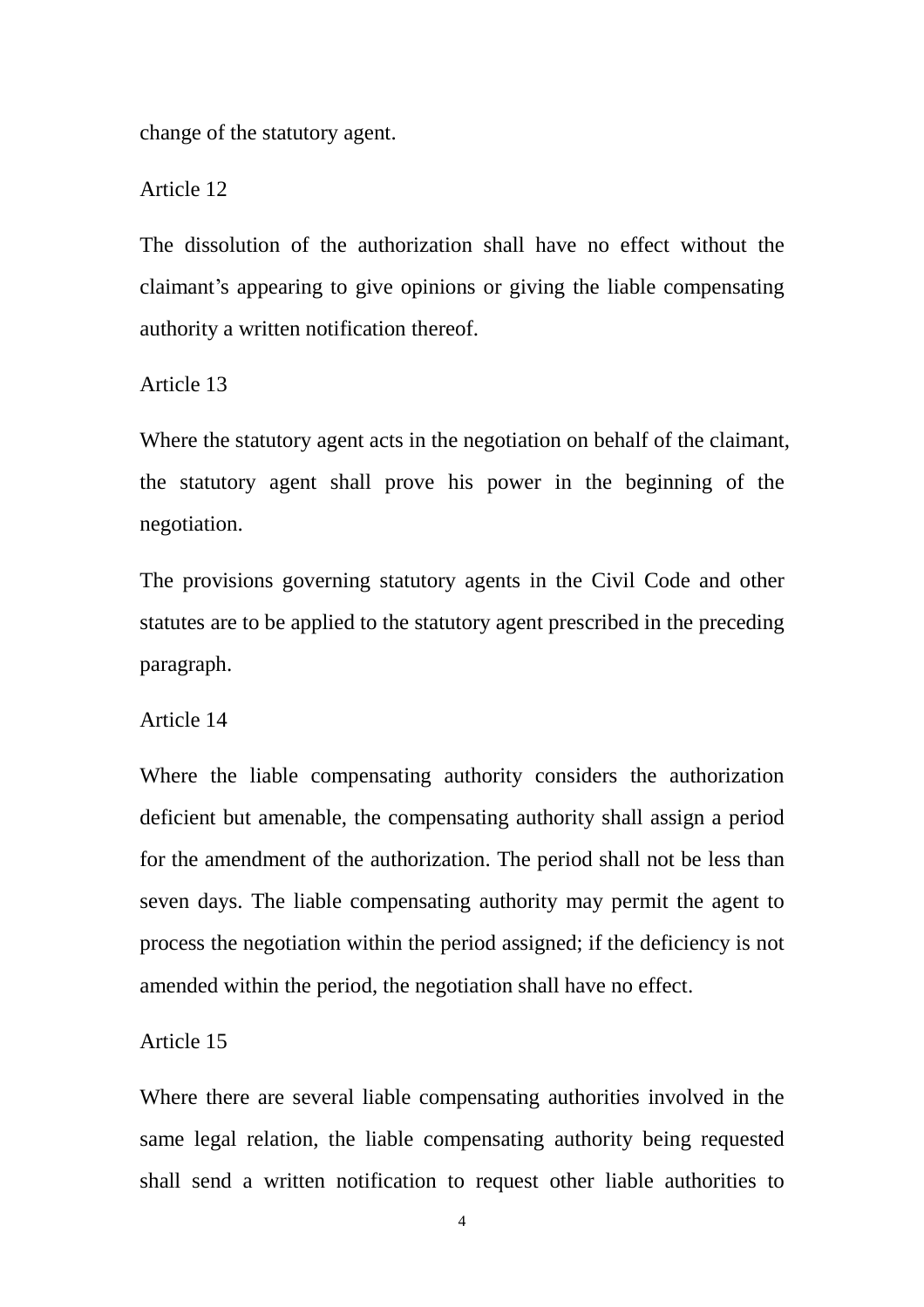change of the statutory agent.

Article 12

The dissolution of the authorization shall have no effect without the claimant's appearing to give opinions or giving the liable compensating authority a written notification thereof.

Article 13

Where the statutory agent acts in the negotiation on behalf of the claimant, the statutory agent shall prove his power in the beginning of the negotiation.

The provisions governing statutory agents in the Civil Code and other statutes are to be applied to the statutory agent prescribed in the preceding paragraph.

Article 14

Where the liable compensating authority considers the authorization deficient but amenable, the compensating authority shall assign a period for the amendment of the authorization. The period shall not be less than seven days. The liable compensating authority may permit the agent to process the negotiation within the period assigned; if the deficiency is not amended within the period, the negotiation shall have no effect.

Article 15

Where there are several liable compensating authorities involved in the same legal relation, the liable compensating authority being requested shall send a written notification to request other liable authorities to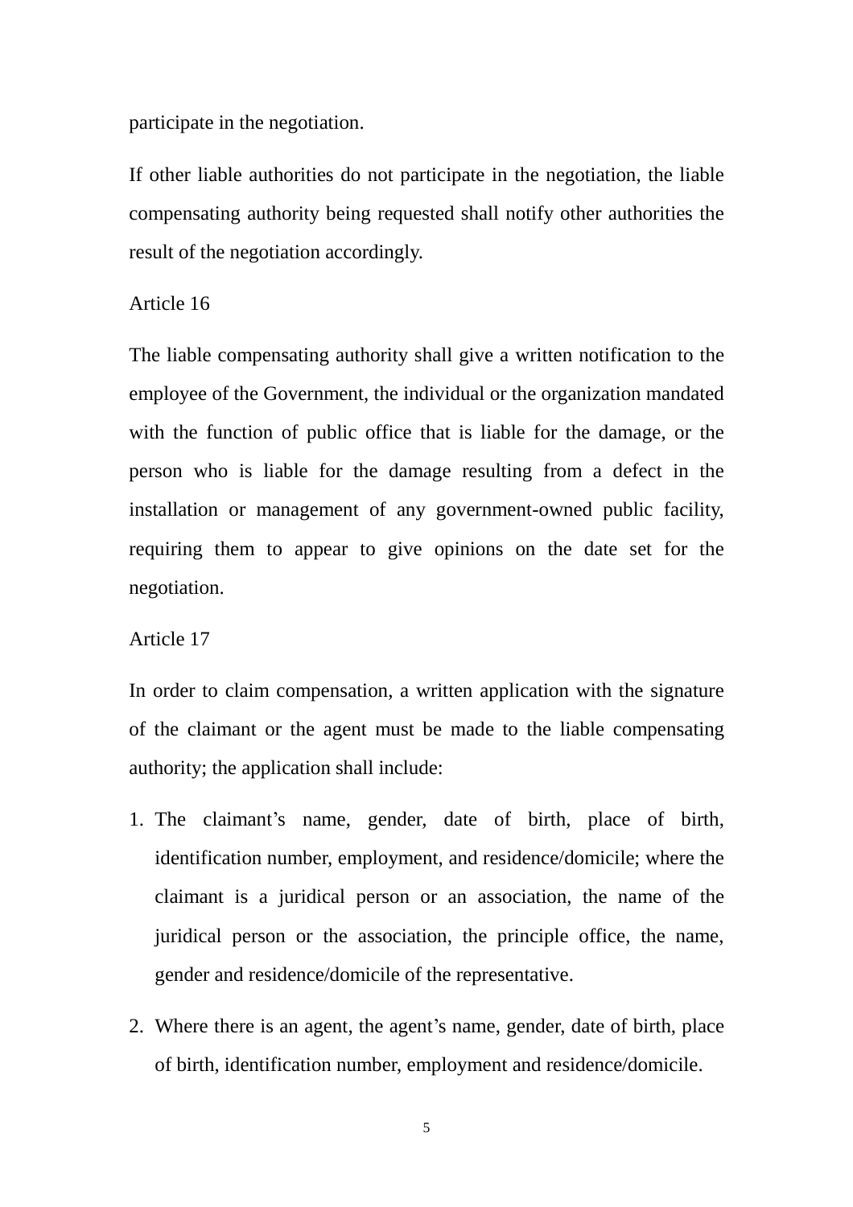participate in the negotiation.

If other liable authorities do not participate in the negotiation, the liable compensating authority being requested shall notify other authorities the result of the negotiation accordingly.

Article 16

The liable compensating authority shall give a written notification to the employee of the Government, the individual or the organization mandated with the function of public office that is liable for the damage, or the person who is liable for the damage resulting from a defect in the installation or management of any government-owned public facility, requiring them to appear to give opinions on the date set for the negotiation.

Article 17

In order to claim compensation, a written application with the signature of the claimant or the agent must be made to the liable compensating authority; the application shall include:

1. The claimant's name, gender, date of birth, place of birth, identification number, employment, and residence/domicile; where the claimant is a juridical person or an association, the name of the juridical person or the association, the principle office, the name, gender and residence/domicile of the representative.
2. Where there is an agent, the agent's name, gender, date of birth, place of birth, identification number, employment and residence/domicile.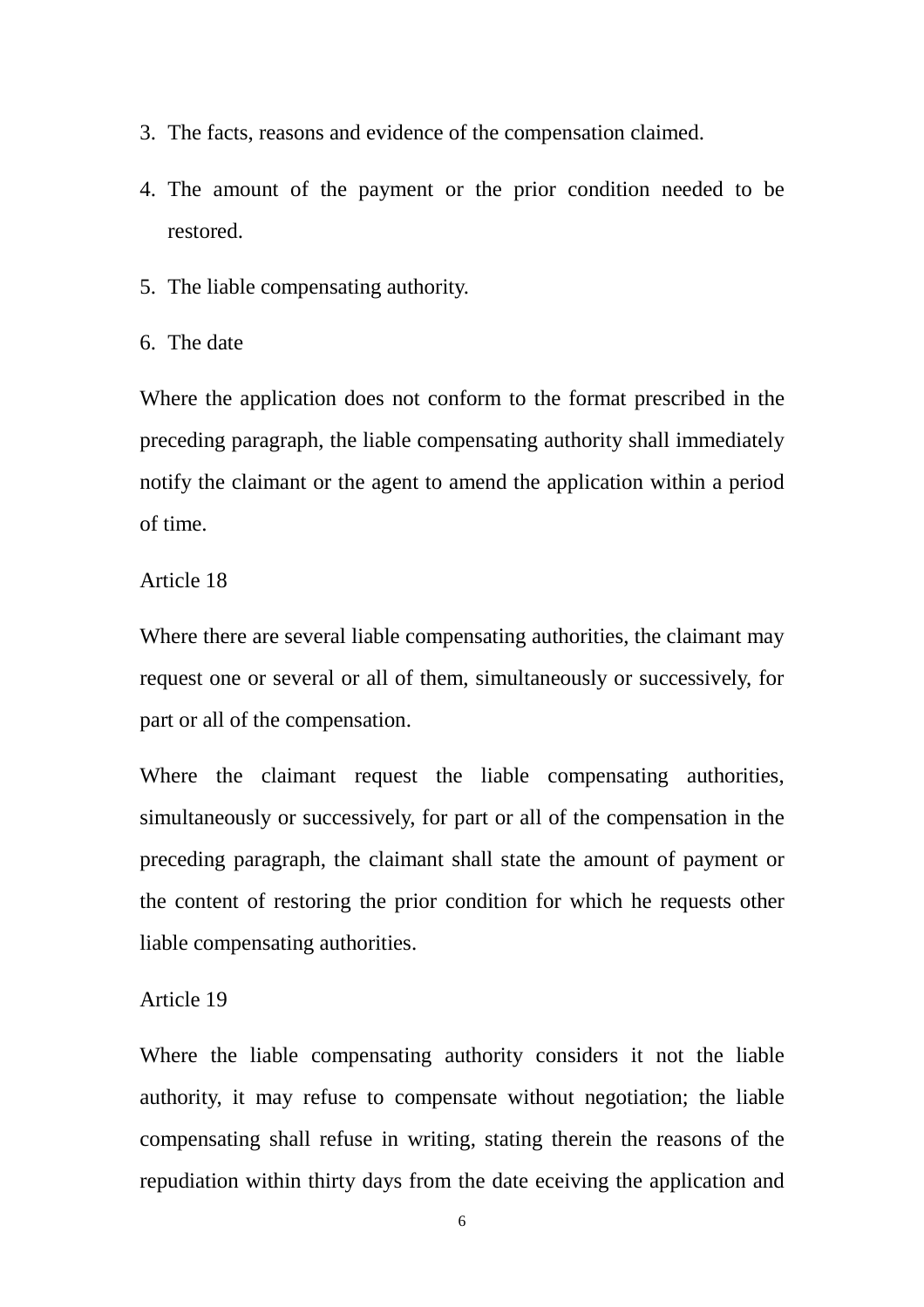3. The facts, reasons and evidence of the compensation claimed.
4. The amount of the payment or the prior condition needed to be restored.
5. The liable compensating authority.
6. The date

Where the application does not conform to the format prescribed in the preceding paragraph, the liable compensating authority shall immediately notify the claimant or the agent to amend the application within a period of time.

Article 18

Where there are several liable compensating authorities, the claimant may request one or several or all of them, simultaneously or successively, for part or all of the compensation.

Where the claimant request the liable compensating authorities, simultaneously or successively, for part or all of the compensation in the preceding paragraph, the claimant shall state the amount of payment or the content of restoring the prior condition for which he requests other liable compensating authorities.

Article 19

Where the liable compensating authority considers it not the liable authority, it may refuse to compensate without negotiation; the liable compensating shall refuse in writing, stating therein the reasons of the repudiation within thirty days from the date eceiving the application and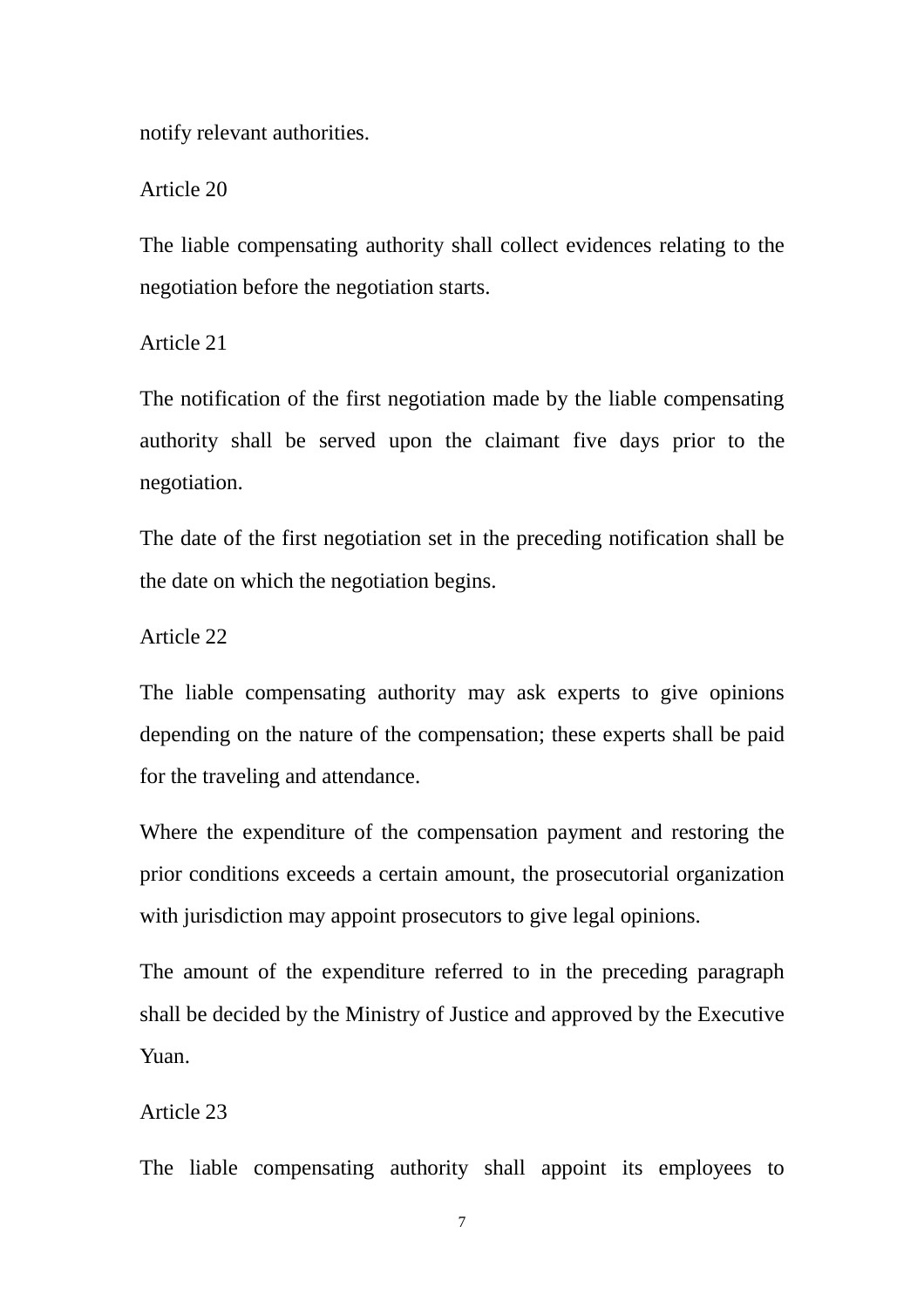notify relevant authorities.

Article 20

The liable compensating authority shall collect evidences relating to the negotiation before the negotiation starts.

Article 21

The notification of the first negotiation made by the liable compensating authority shall be served upon the claimant five days prior to the negotiation.

The date of the first negotiation set in the preceding notification shall be the date on which the negotiation begins.

Article 22

The liable compensating authority may ask experts to give opinions depending on the nature of the compensation; these experts shall be paid for the traveling and attendance.

Where the expenditure of the compensation payment and restoring the prior conditions exceeds a certain amount, the prosecutorial organization with jurisdiction may appoint prosecutors to give legal opinions.

The amount of the expenditure referred to in the preceding paragraph shall be decided by the Ministry of Justice and approved by the Executive Yuan.

Article 23

The liable compensating authority shall appoint its employees to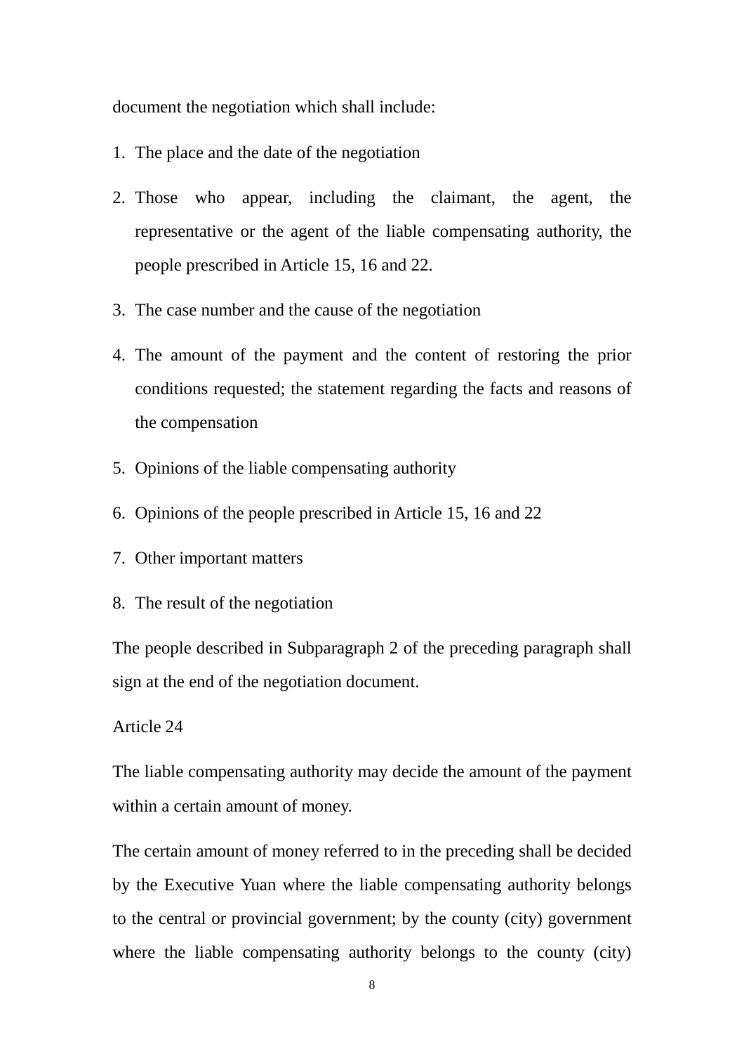document the negotiation which shall include:

1. The place and the date of the negotiation
2. Those who appear, including the claimant, the agent, the representative or the agent of the liable compensating authority, the people prescribed in Article 15, 16 and 22.
3. The case number and the cause of the negotiation
4. The amount of the payment and the content of restoring the prior conditions requested; the statement regarding the facts and reasons of the compensation
5. Opinions of the liable compensating authority
6. Opinions of the people prescribed in Article 15, 16 and 22
7. Other important matters
8. The result of the negotiation

The people described in Subparagraph 2 of the preceding paragraph shall sign at the end of the negotiation document.

Article 24

The liable compensating authority may decide the amount of the payment within a certain amount of money.

The certain amount of money referred to in the preceding shall be decided by the Executive Yuan where the liable compensating authority belongs to the central or provincial government; by the county (city) government where the liable compensating authority belongs to the county (city)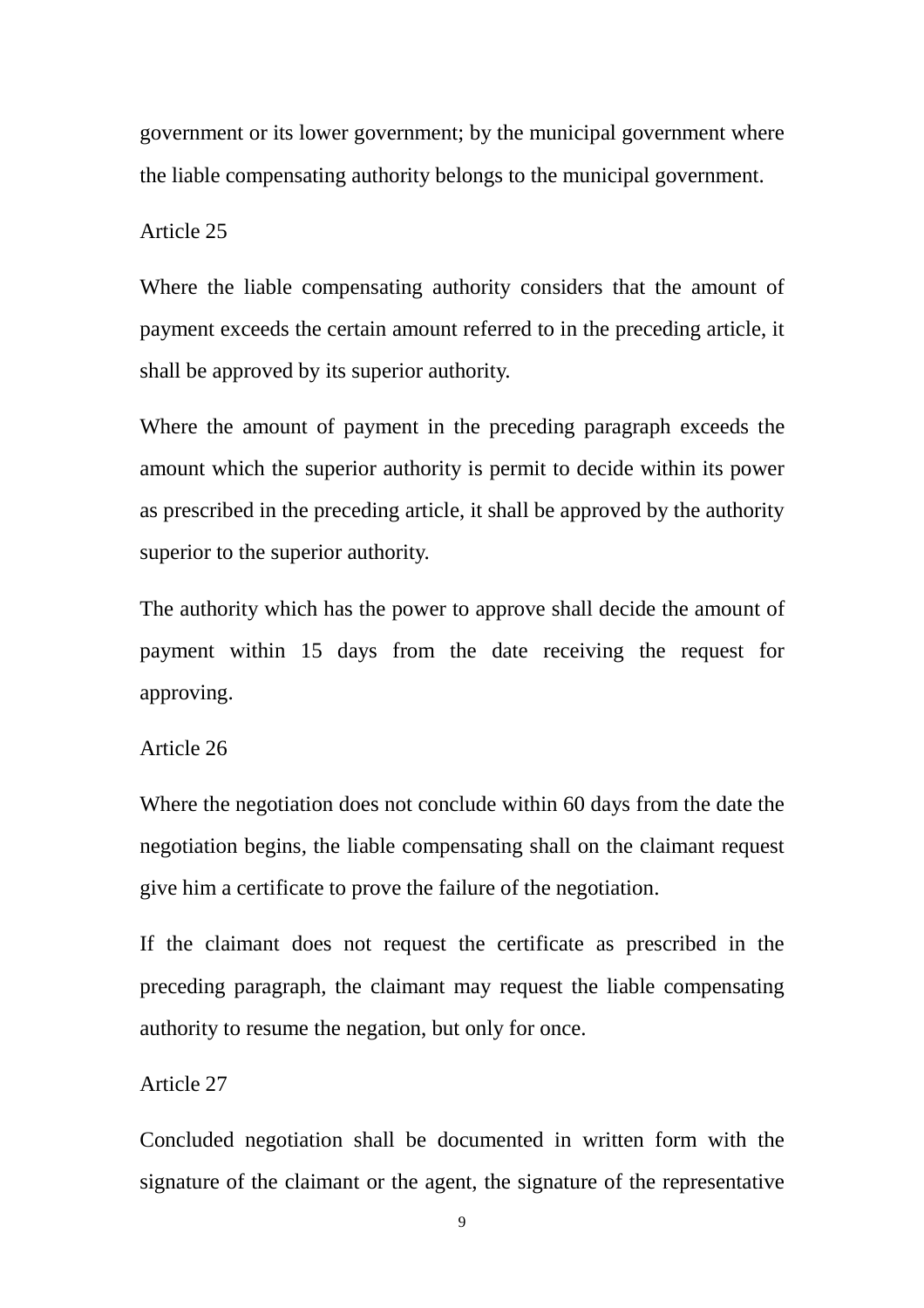government or its lower government; by the municipal government where the liable compensating authority belongs to the municipal government.

Article 25

Where the liable compensating authority considers that the amount of payment exceeds the certain amount referred to in the preceding article, it shall be approved by its superior authority.

Where the amount of payment in the preceding paragraph exceeds the amount which the superior authority is permit to decide within its power as prescribed in the preceding article, it shall be approved by the authority superior to the superior authority.

The authority which has the power to approve shall decide the amount of payment within 15 days from the date receiving the request for approving.

Article 26

Where the negotiation does not conclude within 60 days from the date the negotiation begins, the liable compensating shall on the claimant request give him a certificate to prove the failure of the negotiation.

If the claimant does not request the certificate as prescribed in the preceding paragraph, the claimant may request the liable compensating authority to resume the negation, but only for once.

Article 27

Concluded negotiation shall be documented in written form with the signature of the claimant or the agent, the signature of the representative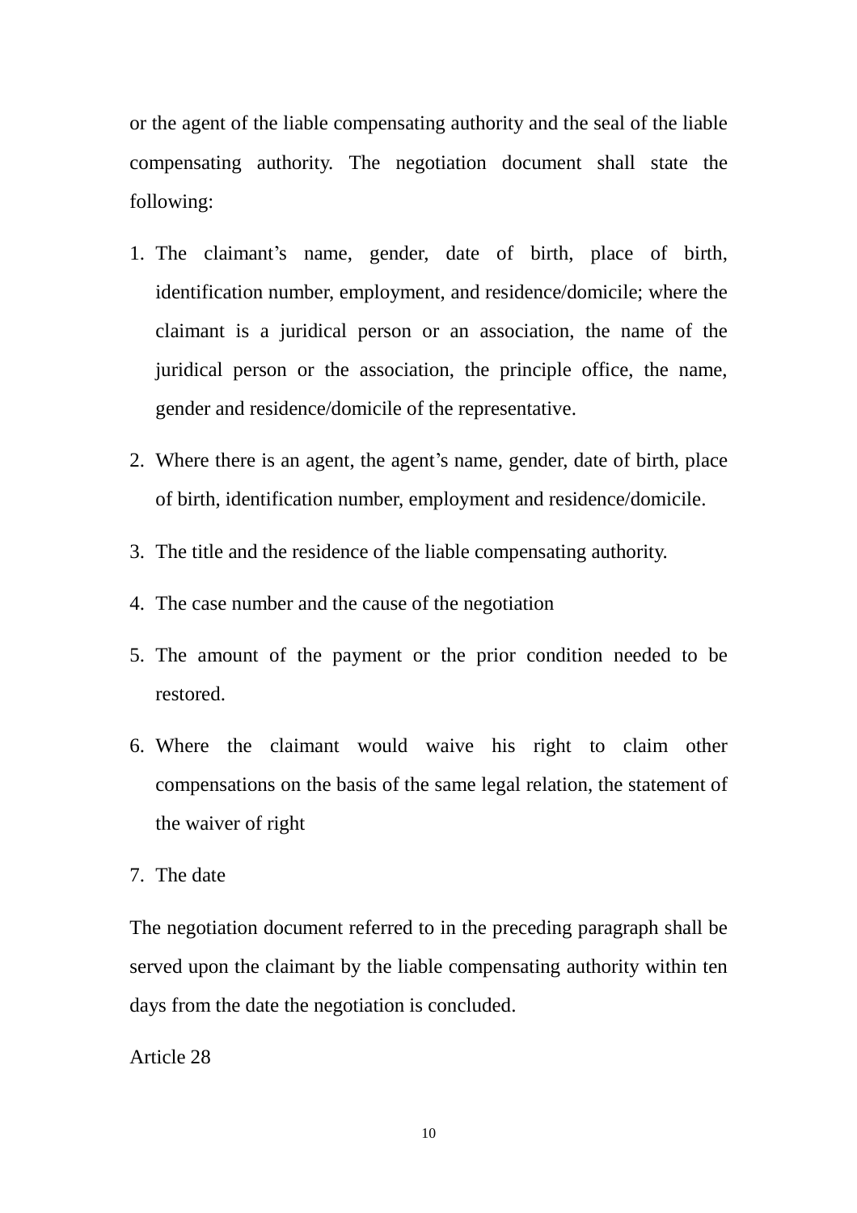or the agent of the liable compensating authority and the seal of the liable compensating authority. The negotiation document shall state the following:

1. The claimant's name, gender, date of birth, place of birth, identification number, employment, and residence/domicile; where the claimant is a juridical person or an association, the name of the juridical person or the association, the principle office, the name, gender and residence/domicile of the representative.
2. Where there is an agent, the agent's name, gender, date of birth, place of birth, identification number, employment and residence/domicile.
3. The title and the residence of the liable compensating authority.
4. The case number and the cause of the negotiation
5. The amount of the payment or the prior condition needed to be restored.
6. Where the claimant would waive his right to claim other compensations on the basis of the same legal relation, the statement of the waiver of right
7. The date

The negotiation document referred to in the preceding paragraph shall be served upon the claimant by the liable compensating authority within ten days from the date the negotiation is concluded.

Article 28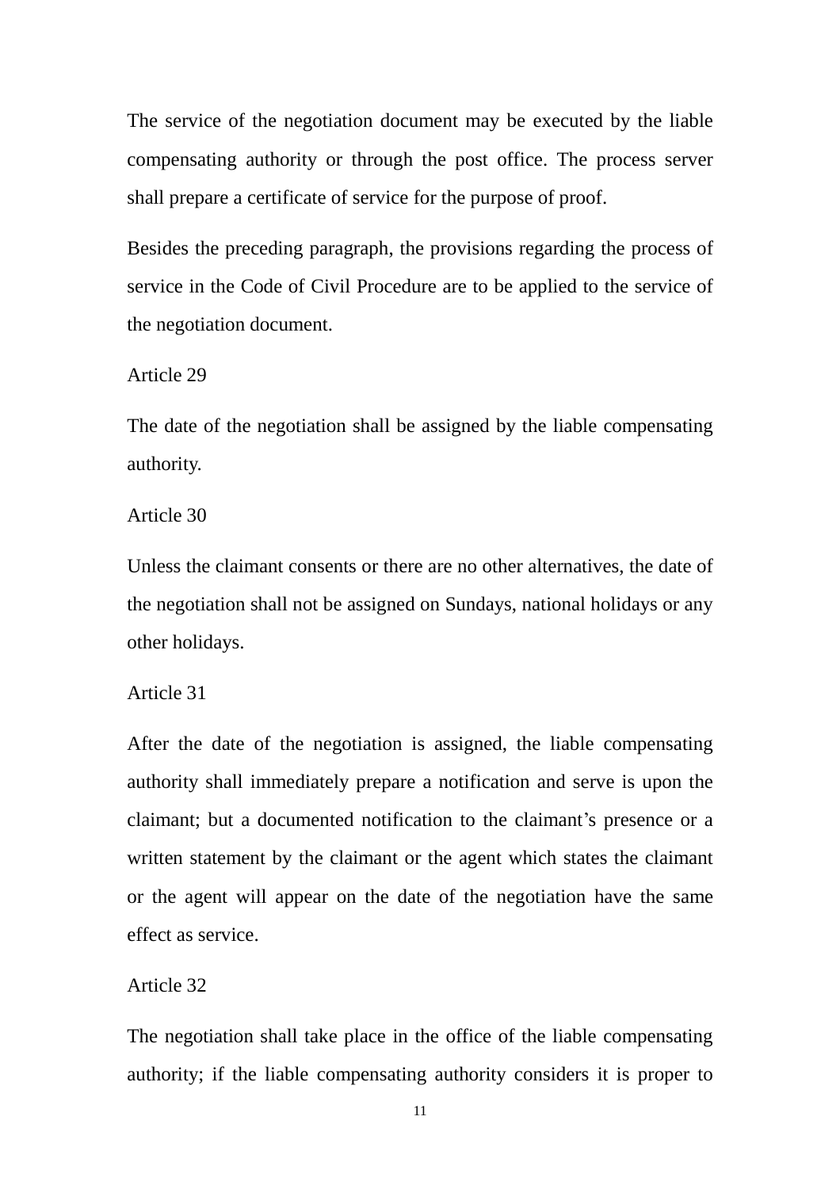The service of the negotiation document may be executed by the liable compensating authority or through the post office. The process server shall prepare a certificate of service for the purpose of proof.

Besides the preceding paragraph, the provisions regarding the process of service in the Code of Civil Procedure are to be applied to the service of the negotiation document.

Article 29

The date of the negotiation shall be assigned by the liable compensating authority.

Article 30

Unless the claimant consents or there are no other alternatives, the date of the negotiation shall not be assigned on Sundays, national holidays or any other holidays.

Article 31

After the date of the negotiation is assigned, the liable compensating authority shall immediately prepare a notification and serve is upon the claimant; but a documented notification to the claimant's presence or a written statement by the claimant or the agent which states the claimant or the agent will appear on the date of the negotiation have the same effect as service.

Article 32

The negotiation shall take place in the office of the liable compensating authority; if the liable compensating authority considers it is proper to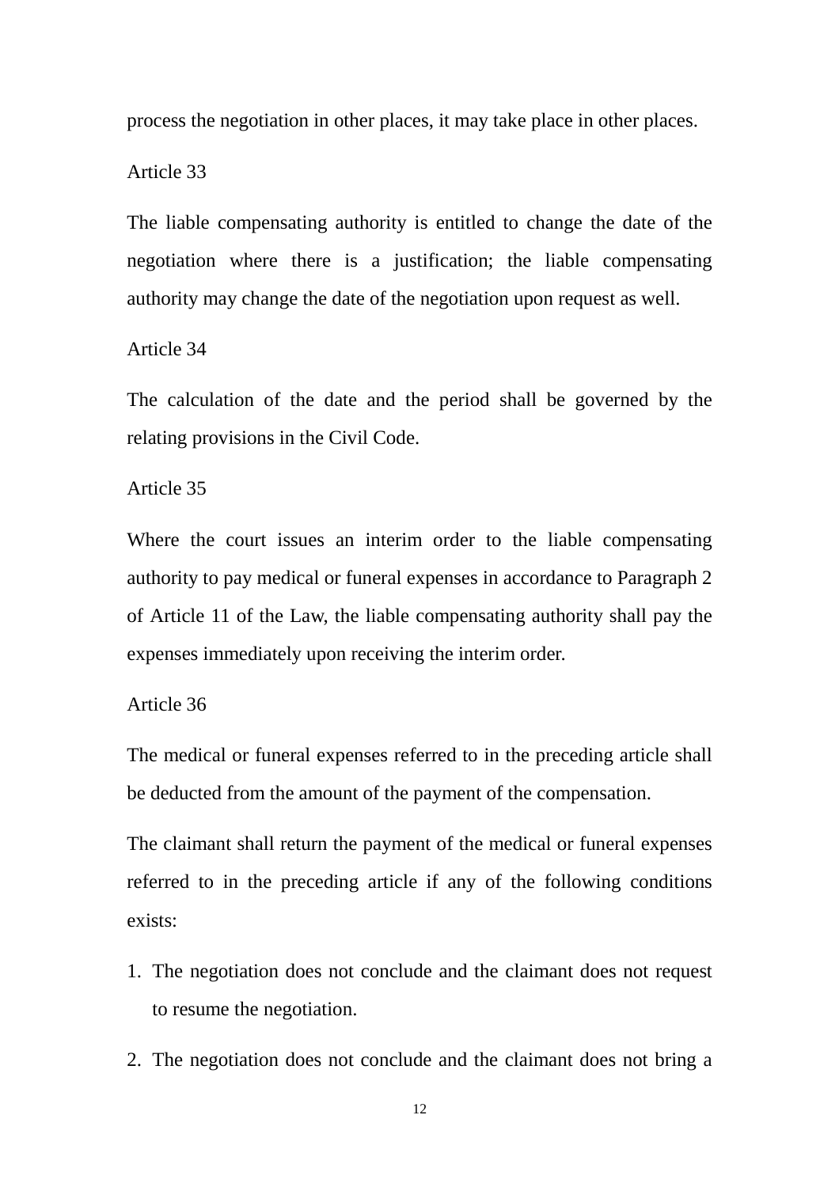process the negotiation in other places, it may take place in other places.

Article 33

The liable compensating authority is entitled to change the date of the negotiation where there is a justification; the liable compensating authority may change the date of the negotiation upon request as well.

Article 34

The calculation of the date and the period shall be governed by the relating provisions in the Civil Code.

Article 35

Where the court issues an interim order to the liable compensating authority to pay medical or funeral expenses in accordance to Paragraph 2 of Article 11 of the Law, the liable compensating authority shall pay the expenses immediately upon receiving the interim order.

Article 36

The medical or funeral expenses referred to in the preceding article shall be deducted from the amount of the payment of the compensation.

The claimant shall return the payment of the medical or funeral expenses referred to in the preceding article if any of the following conditions exists:

1. The negotiation does not conclude and the claimant does not request to resume the negotiation.
2. The negotiation does not conclude and the claimant does not bring a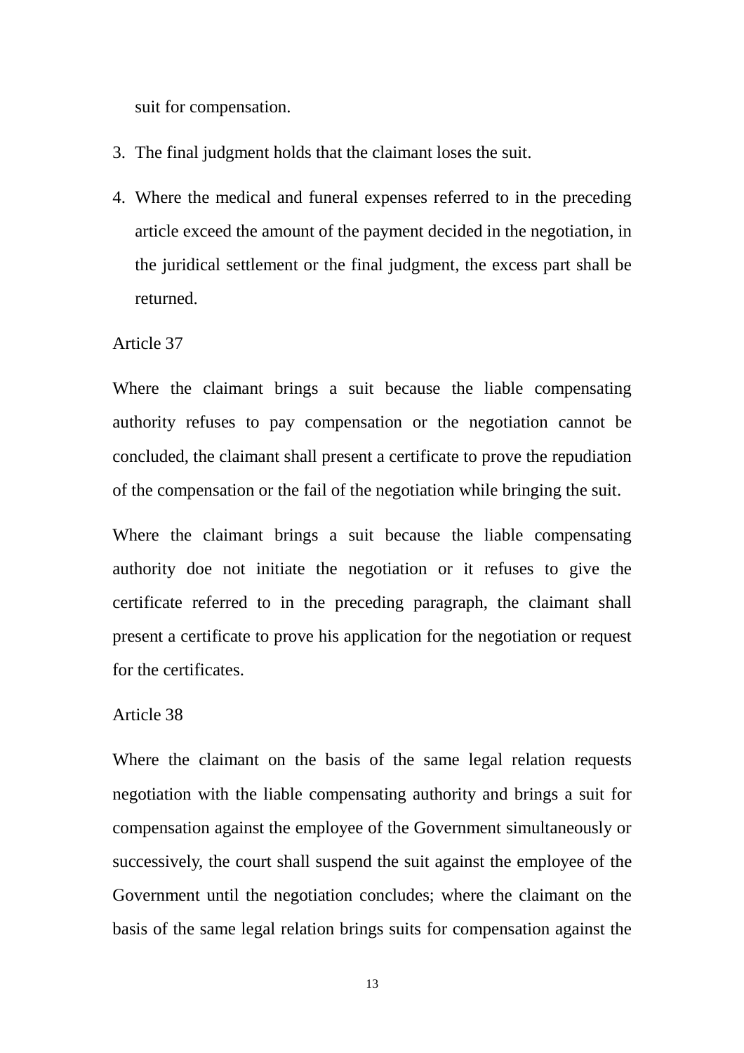suit for compensation.

3. The final judgment holds that the claimant loses the suit.
4. Where the medical and funeral expenses referred to in the preceding article exceed the amount of the payment decided in the negotiation, in the juridical settlement or the final judgment, the excess part shall be returned.

Article 37

Where the claimant brings a suit because the liable compensating authority refuses to pay compensation or the negotiation cannot be concluded, the claimant shall present a certificate to prove the repudiation of the compensation or the fail of the negotiation while bringing the suit.

Where the claimant brings a suit because the liable compensating authority doe not initiate the negotiation or it refuses to give the certificate referred to in the preceding paragraph, the claimant shall present a certificate to prove his application for the negotiation or request for the certificates.

Article 38

Where the claimant on the basis of the same legal relation requests negotiation with the liable compensating authority and brings a suit for compensation against the employee of the Government simultaneously or successively, the court shall suspend the suit against the employee of the Government until the negotiation concludes; where the claimant on the basis of the same legal relation brings suits for compensation against the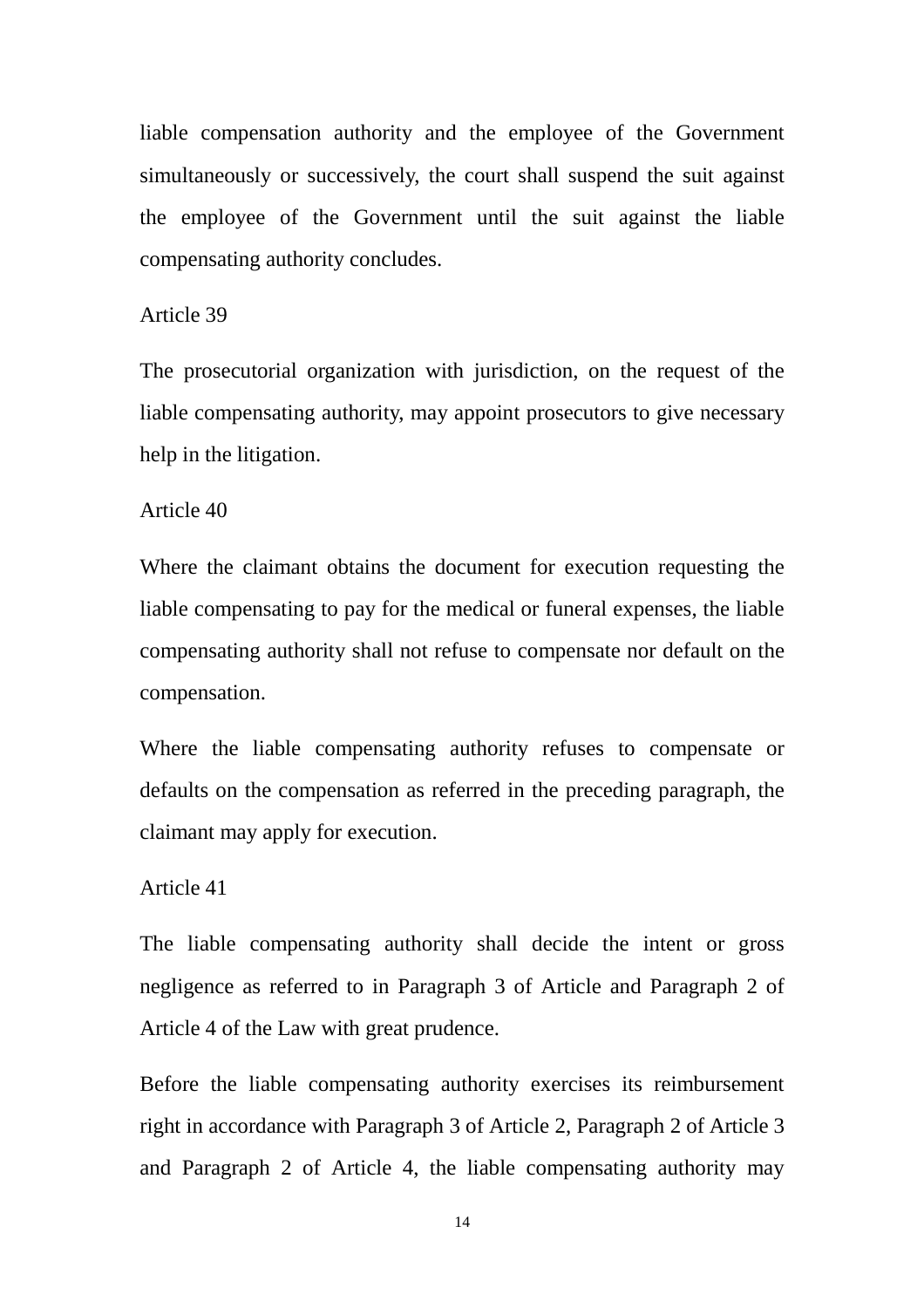liable compensation authority and the employee of the Government simultaneously or successively, the court shall suspend the suit against the employee of the Government until the suit against the liable compensating authority concludes.

Article 39

The prosecutorial organization with jurisdiction, on the request of the liable compensating authority, may appoint prosecutors to give necessary help in the litigation.

Article 40

Where the claimant obtains the document for execution requesting the liable compensating to pay for the medical or funeral expenses, the liable compensating authority shall not refuse to compensate nor default on the compensation.

Where the liable compensating authority refuses to compensate or defaults on the compensation as referred in the preceding paragraph, the claimant may apply for execution.

Article 41

The liable compensating authority shall decide the intent or gross negligence as referred to in Paragraph 3 of Article and Paragraph 2 of Article 4 of the Law with great prudence.

Before the liable compensating authority exercises its reimbursement right in accordance with Paragraph 3 of Article 2, Paragraph 2 of Article 3 and Paragraph 2 of Article 4, the liable compensating authority may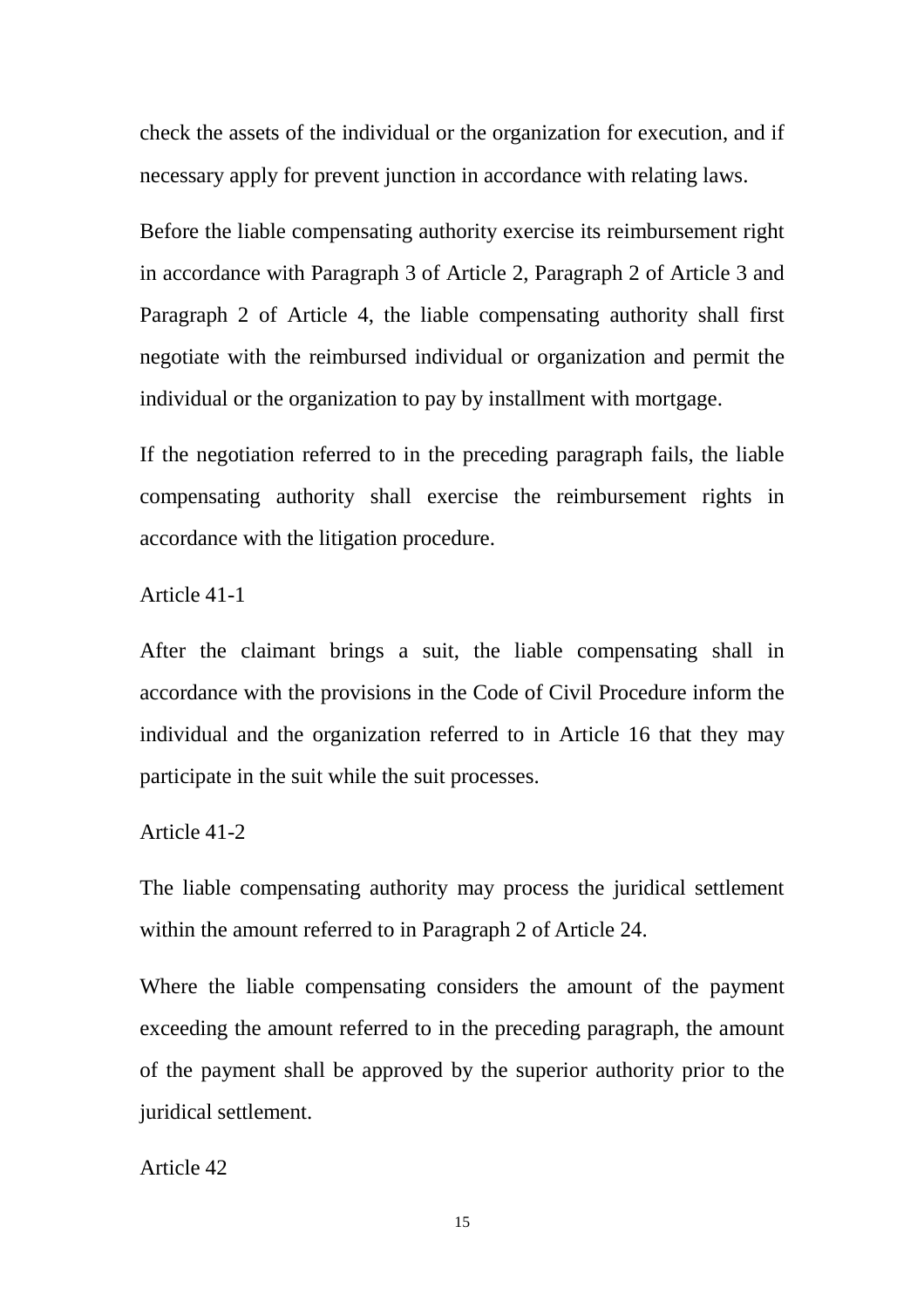check the assets of the individual or the organization for execution, and if necessary apply for prevent junction in accordance with relating laws.

Before the liable compensating authority exercise its reimbursement right in accordance with Paragraph 3 of Article 2, Paragraph 2 of Article 3 and Paragraph 2 of Article 4, the liable compensating authority shall first negotiate with the reimbursed individual or organization and permit the individual or the organization to pay by installment with mortgage.

If the negotiation referred to in the preceding paragraph fails, the liable compensating authority shall exercise the reimbursement rights in accordance with the litigation procedure.

Article 41-1

After the claimant brings a suit, the liable compensating shall in accordance with the provisions in the Code of Civil Procedure inform the individual and the organization referred to in Article 16 that they may participate in the suit while the suit processes.

Article 41-2

The liable compensating authority may process the juridical settlement within the amount referred to in Paragraph 2 of Article 24.

Where the liable compensating considers the amount of the payment exceeding the amount referred to in the preceding paragraph, the amount of the payment shall be approved by the superior authority prior to the juridical settlement.

Article 42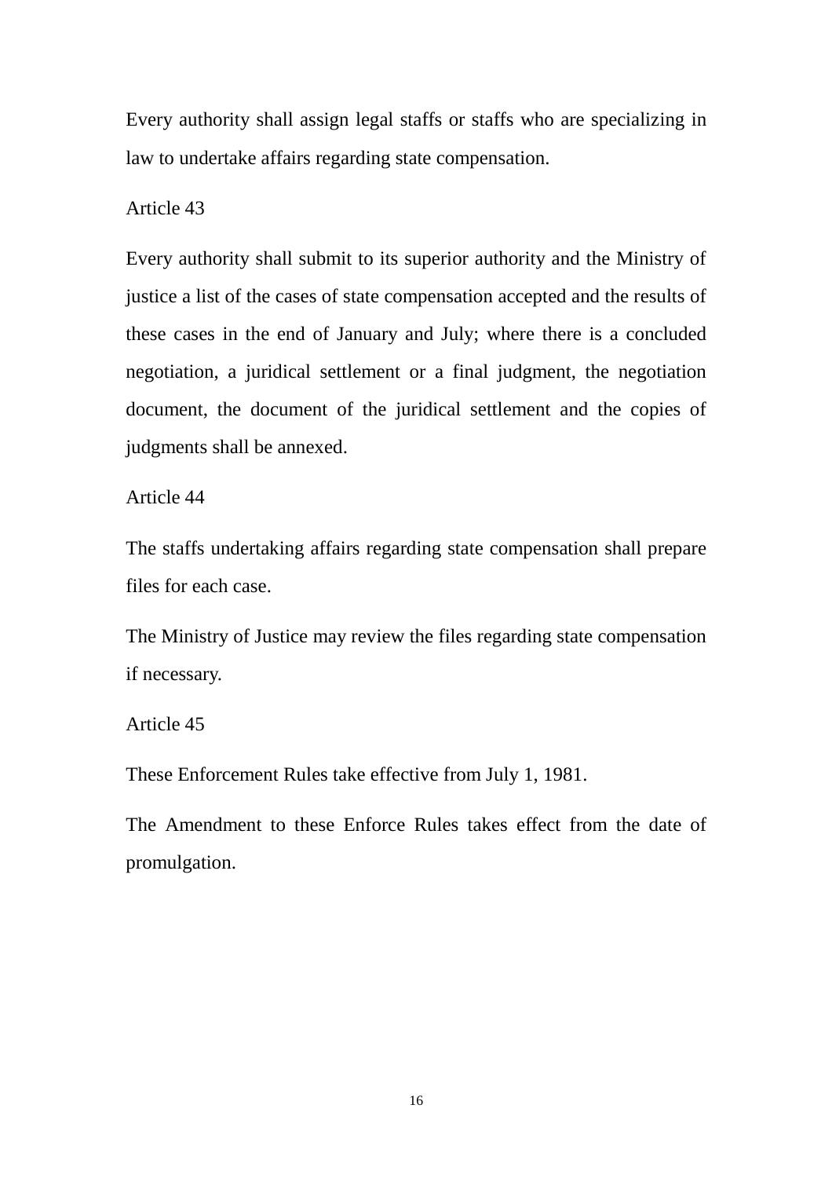Every authority shall assign legal staffs or staffs who are specializing in law to undertake affairs regarding state compensation.

Article 43

Every authority shall submit to its superior authority and the Ministry of justice a list of the cases of state compensation accepted and the results of these cases in the end of January and July; where there is a concluded negotiation, a juridical settlement or a final judgment, the negotiation document, the document of the juridical settlement and the copies of judgments shall be annexed.

Article 44

The staffs undertaking affairs regarding state compensation shall prepare files for each case.

The Ministry of Justice may review the files regarding state compensation if necessary.

Article 45

These Enforcement Rules take effective from July 1, 1981.

The Amendment to these Enforce Rules takes effect from the date of promulgation.